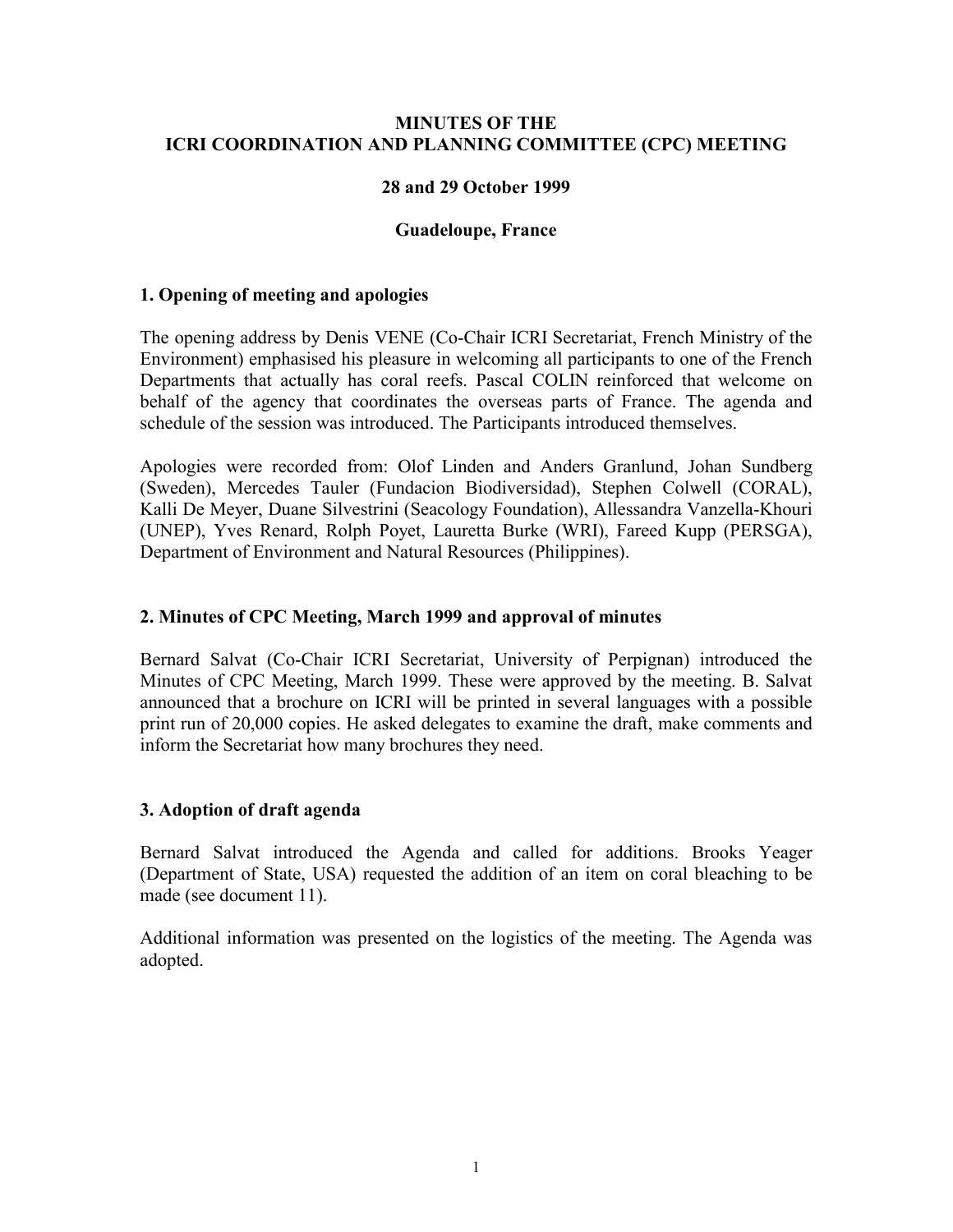# MINUTES OF THE ICRI COORDINATION AND PLANNING COMMITTEE (CPC) MEETING

**28 and 29 October 1999**

**Guadeloupe, France**

## 1. Opening of meeting and apologies

The opening address by Denis VENE (Co-Chair ICRI Secretariat, French Ministry of the Environment) emphasised his pleasure in welcoming all participants to one of the French Departments that actually has coral reefs. Pascal COLIN reinforced that welcome on behalf of the agency that coordinates the overseas parts of France. The agenda and schedule of the session was introduced. The Participants introduced themselves.

Apologies were recorded from: Olof Linden and Anders Granlund, Johan Sundberg (Sweden), Mercedes Tauler (Fundacion Biodiversidad), Stephen Colwell (CORAL), Kalli De Meyer, Duane Silvestrini (Seacology Foundation), Allessandra Vanzella-Khouri (UNEP), Yves Renard, Rolph Poyet, Lauretta Burke (WRI), Fareed Kupp (PERSGA), Department of Environment and Natural Resources (Philippines).

## 2. Minutes of CPC Meeting, March 1999 and approval of minutes

Bernard Salvat (Co-Chair ICRI Secretariat, University of Perpignan) introduced the Minutes of CPC Meeting, March 1999. These were approved by the meeting. B. Salvat announced that a brochure on ICRI will be printed in several languages with a possible print run of 20,000 copies. He asked delegates to examine the draft, make comments and inform the Secretariat how many brochures they need.

## 3. Adoption of draft agenda

Bernard Salvat introduced the Agenda and called for additions. Brooks Yeager (Department of State, USA) requested the addition of an item on coral bleaching to be made (see document 11).

Additional information was presented on the logistics of the meeting. The Agenda was adopted.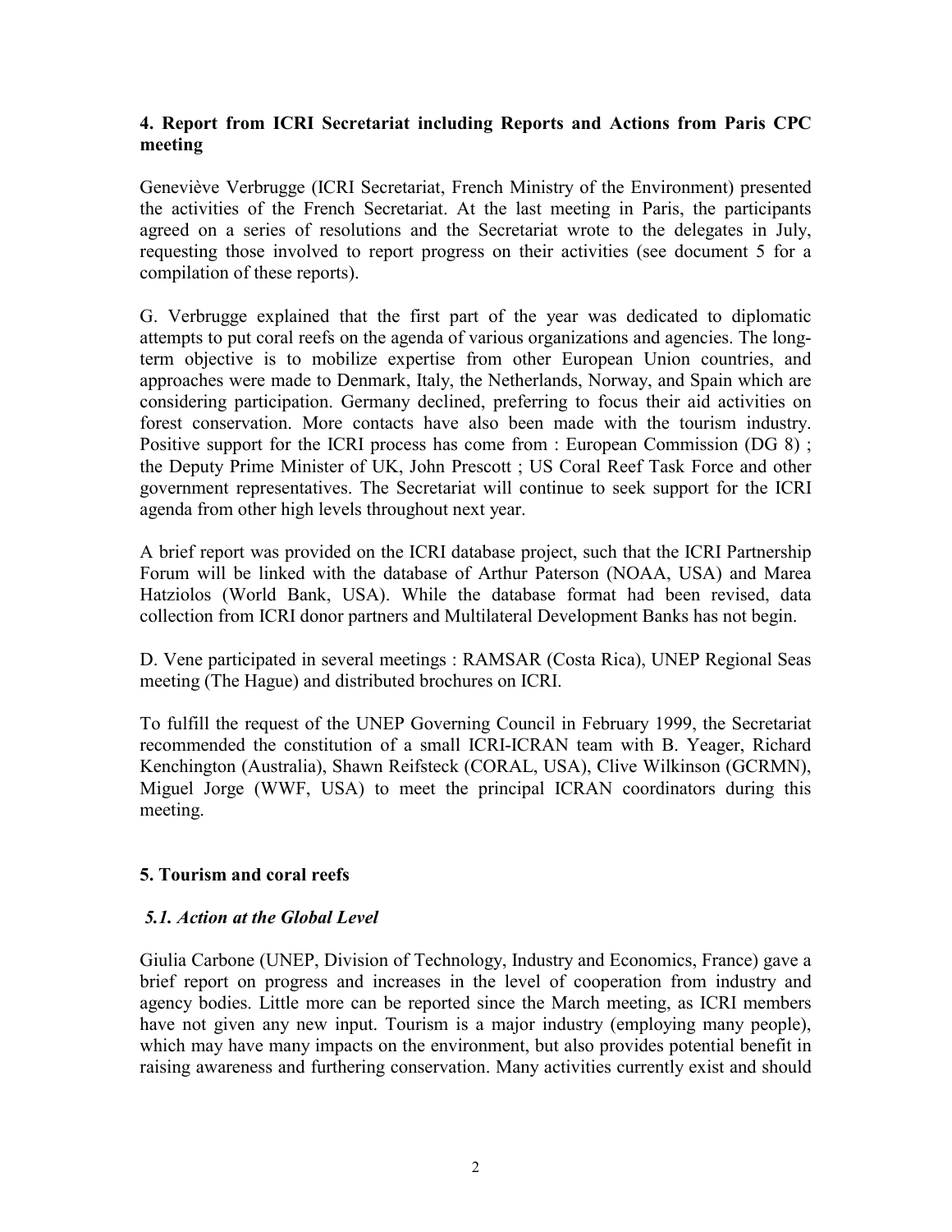### 4. Report from ICRI Secretariat including Reports and Actions from Paris CPC meeting

Geneviève Verbrugge (ICRI Secretariat, French Ministry of the Environment) presented the activities of the French Secretariat. At the last meeting in Paris, the participants agreed on a series of resolutions and the Secretariat wrote to the delegates in July, requesting those involved to report progress on their activities (see document 5 for a compilation of these reports).

G. Verbrugge explained that the first part of the year was dedicated to diplomatic attempts to put coral reefs on the agenda of various organizations and agencies. The long-term objective is to mobilize expertise from other European Union countries, and approaches were made to Denmark, Italy, the Netherlands, Norway, and Spain which are considering participation. Germany declined, preferring to focus their aid activities on forest conservation. More contacts have also been made with the tourism industry. Positive support for the ICRI process has come from : European Commission (DG 8) ; the Deputy Prime Minister of UK, John Prescott ; US Coral Reef Task Force and other government representatives. The Secretariat will continue to seek support for the ICRI agenda from other high levels throughout next year.

A brief report was provided on the ICRI database project, such that the ICRI Partnership Forum will be linked with the database of Arthur Paterson (NOAA, USA) and Marea Hatziolos (World Bank, USA). While the database format had been revised, data collection from ICRI donor partners and Multilateral Development Banks has not begin.

D. Vene participated in several meetings : RAMSAR (Costa Rica), UNEP Regional Seas meeting (The Hague) and distributed brochures on ICRI.

To fulfill the request of the UNEP Governing Council in February 1999, the Secretariat recommended the constitution of a small ICRI-ICRAN team with B. Yeager, Richard Kenchington (Australia), Shawn Reifsteck (CORAL, USA), Clive Wilkinson (GCRMN), Miguel Jorge (WWF, USA) to meet the principal ICRAN coordinators during this meeting.

### 5. Tourism and coral reefs

#### *5.1. Action at the Global Level*

Giulia Carbone (UNEP, Division of Technology, Industry and Economics, France) gave a brief report on progress and increases in the level of cooperation from industry and agency bodies. Little more can be reported since the March meeting, as ICRI members have not given any new input. Tourism is a major industry (employing many people), which may have many impacts on the environment, but also provides potential benefit in raising awareness and furthering conservation. Many activities currently exist and should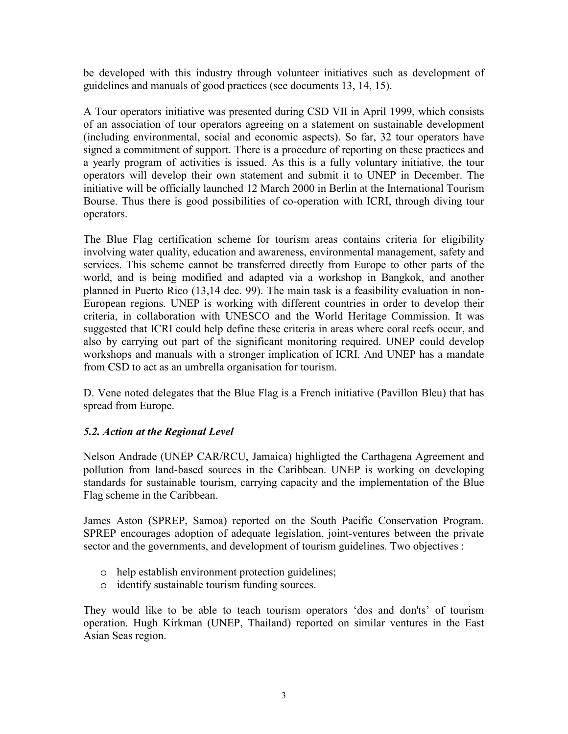be developed with this industry through volunteer initiatives such as development of guidelines and manuals of good practices (see documents 13, 14, 15).

A Tour operators initiative was presented during CSD VII in April 1999, which consists of an association of tour operators agreeing on a statement on sustainable development (including environmental, social and economic aspects). So far, 32 tour operators have signed a commitment of support. There is a procedure of reporting on these practices and a yearly program of activities is issued. As this is a fully voluntary initiative, the tour operators will develop their own statement and submit it to UNEP in December. The initiative will be officially launched 12 March 2000 in Berlin at the International Tourism Bourse. Thus there is good possibilities of co-operation with ICRI, through diving tour operators.

The Blue Flag certification scheme for tourism areas contains criteria for eligibility involving water quality, education and awareness, environmental management, safety and services. This scheme cannot be transferred directly from Europe to other parts of the world, and is being modified and adapted via a workshop in Bangkok, and another planned in Puerto Rico (13,14 dec. 99). The main task is a feasibility evaluation in non-European regions. UNEP is working with different countries in order to develop their criteria, in collaboration with UNESCO and the World Heritage Commission. It was suggested that ICRI could help define these criteria in areas where coral reefs occur, and also by carrying out part of the significant monitoring required. UNEP could develop workshops and manuals with a stronger implication of ICRI. And UNEP has a mandate from CSD to act as an umbrella organisation for tourism.

D. Vene noted delegates that the Blue Flag is a French initiative (Pavillon Bleu) that has spread from Europe.

### *5.2. Action at the Regional Level*

Nelson Andrade (UNEP CAR/RCU, Jamaica) highligted the Carthagena Agreement and pollution from land-based sources in the Caribbean. UNEP is working on developing standards for sustainable tourism, carrying capacity and the implementation of the Blue Flag scheme in the Caribbean.

James Aston (SPREP, Samoa) reported on the South Pacific Conservation Program. SPREP encourages adoption of adequate legislation, joint-ventures between the private sector and the governments, and development of tourism guidelines. Two objectives :

- help establish environment protection guidelines;
- identify sustainable tourism funding sources.

They would like to be able to teach tourism operators 'dos and don'ts' of tourism operation. Hugh Kirkman (UNEP, Thailand) reported on similar ventures in the East Asian Seas region.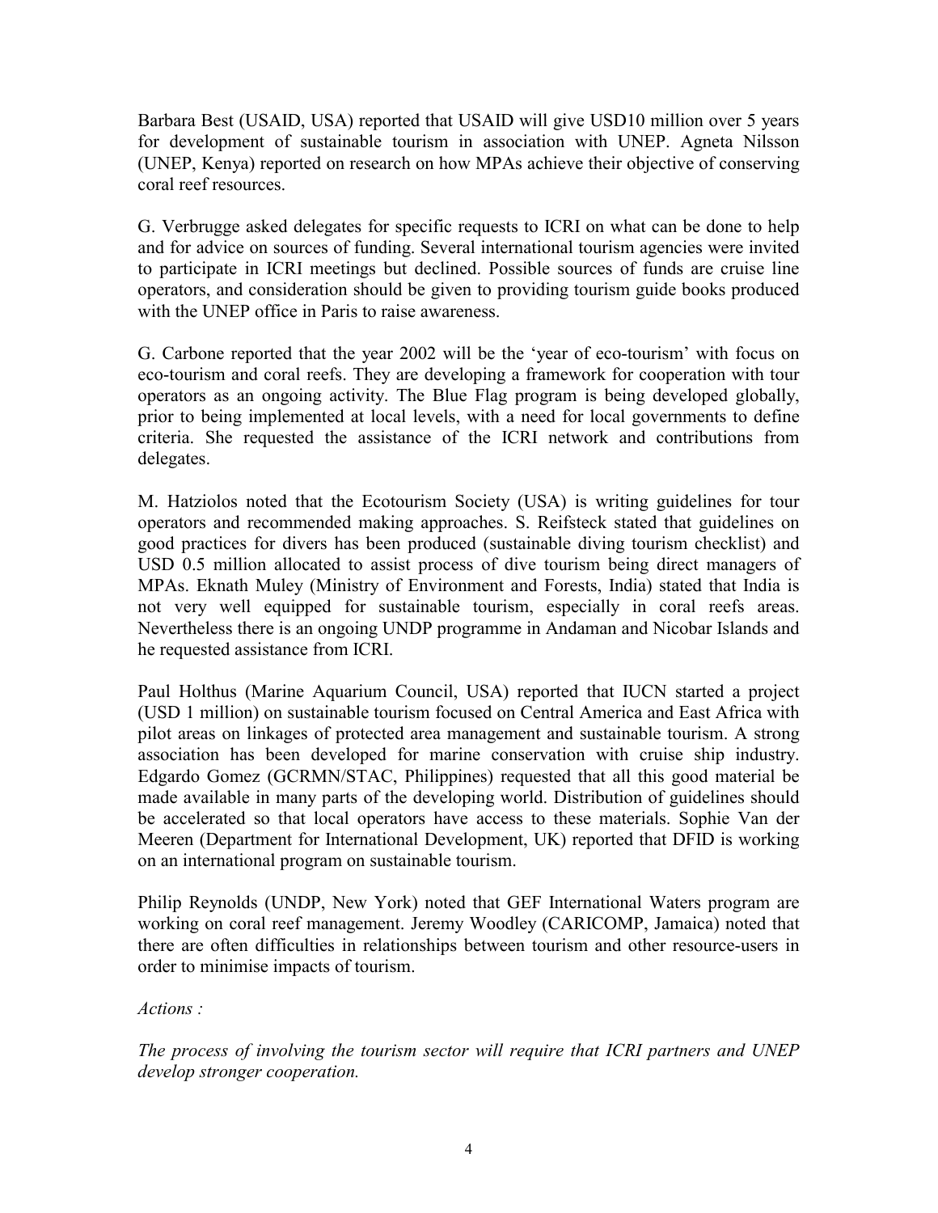Barbara Best (USAID, USA) reported that USAID will give USD10 million over 5 years for development of sustainable tourism in association with UNEP. Agneta Nilsson (UNEP, Kenya) reported on research on how MPAs achieve their objective of conserving coral reef resources.

G. Verbrugge asked delegates for specific requests to ICRI on what can be done to help and for advice on sources of funding. Several international tourism agencies were invited to participate in ICRI meetings but declined. Possible sources of funds are cruise line operators, and consideration should be given to providing tourism guide books produced with the UNEP office in Paris to raise awareness.

G. Carbone reported that the year 2002 will be the 'year of eco-tourism' with focus on eco-tourism and coral reefs. They are developing a framework for cooperation with tour operators as an ongoing activity. The Blue Flag program is being developed globally, prior to being implemented at local levels, with a need for local governments to define criteria. She requested the assistance of the ICRI network and contributions from delegates.

M. Hatziolos noted that the Ecotourism Society (USA) is writing guidelines for tour operators and recommended making approaches. S. Reifsteck stated that guidelines on good practices for divers has been produced (sustainable diving tourism checklist) and USD 0.5 million allocated to assist process of dive tourism being direct managers of MPAs. Eknath Muley (Ministry of Environment and Forests, India) stated that India is not very well equipped for sustainable tourism, especially in coral reefs areas. Nevertheless there is an ongoing UNDP programme in Andaman and Nicobar Islands and he requested assistance from ICRI.

Paul Holthus (Marine Aquarium Council, USA) reported that IUCN started a project (USD 1 million) on sustainable tourism focused on Central America and East Africa with pilot areas on linkages of protected area management and sustainable tourism. A strong association has been developed for marine conservation with cruise ship industry. Edgardo Gomez (GCRMN/STAC, Philippines) requested that all this good material be made available in many parts of the developing world. Distribution of guidelines should be accelerated so that local operators have access to these materials. Sophie Van der Meeren (Department for International Development, UK) reported that DFID is working on an international program on sustainable tourism.

Philip Reynolds (UNDP, New York) noted that GEF International Waters program are working on coral reef management. Jeremy Woodley (CARICOMP, Jamaica) noted that there are often difficulties in relationships between tourism and other resource-users in order to minimise impacts of tourism.

*Actions :*

*The process of involving the tourism sector will require that ICRI partners and UNEP develop stronger cooperation.*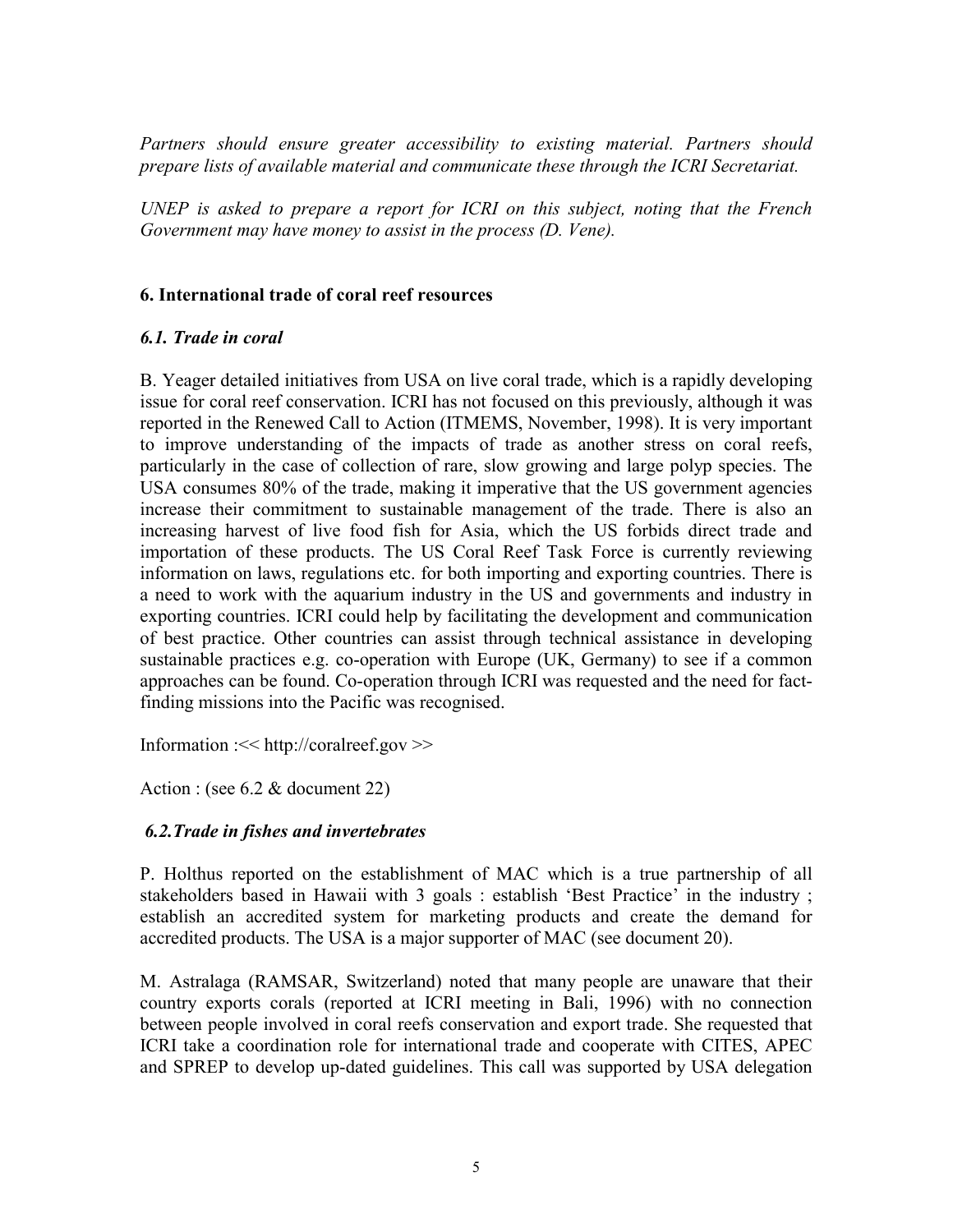*Partners should ensure greater accessibility to existing material. Partners should prepare lists of available material and communicate these through the ICRI Secretariat.*

*UNEP is asked to prepare a report for ICRI on this subject, noting that the French Government may have money to assist in the process (D. Vene).*

## 6. International trade of coral reef resources

### *6.1. Trade in coral*

B. Yeager detailed initiatives from USA on live coral trade, which is a rapidly developing issue for coral reef conservation. ICRI has not focused on this previously, although it was reported in the Renewed Call to Action (ITMEMS, November, 1998). It is very important to improve understanding of the impacts of trade as another stress on coral reefs, particularly in the case of collection of rare, slow growing and large polyp species. The USA consumes 80% of the trade, making it imperative that the US government agencies increase their commitment to sustainable management of the trade. There is also an increasing harvest of live food fish for Asia, which the US forbids direct trade and importation of these products. The US Coral Reef Task Force is currently reviewing information on laws, regulations etc. for both importing and exporting countries. There is a need to work with the aquarium industry in the US and governments and industry in exporting countries. ICRI could help by facilitating the development and communication of best practice. Other countries can assist through technical assistance in developing sustainable practices e.g. co-operation with Europe (UK, Germany) to see if a common approaches can be found. Co-operation through ICRI was requested and the need for fact-finding missions into the Pacific was recognised.

Information :<< http://coralreef.gov >>

Action : (see 6.2 & document 22)

### *6.2.Trade in fishes and invertebrates*

P. Holthus reported on the establishment of MAC which is a true partnership of all stakeholders based in Hawaii with 3 goals : establish 'Best Practice' in the industry ; establish an accredited system for marketing products and create the demand for accredited products. The USA is a major supporter of MAC (see document 20).

M. Astralaga (RAMSAR, Switzerland) noted that many people are unaware that their country exports corals (reported at ICRI meeting in Bali, 1996) with no connection between people involved in coral reefs conservation and export trade. She requested that ICRI take a coordination role for international trade and cooperate with CITES, APEC and SPREP to develop up-dated guidelines. This call was supported by USA delegation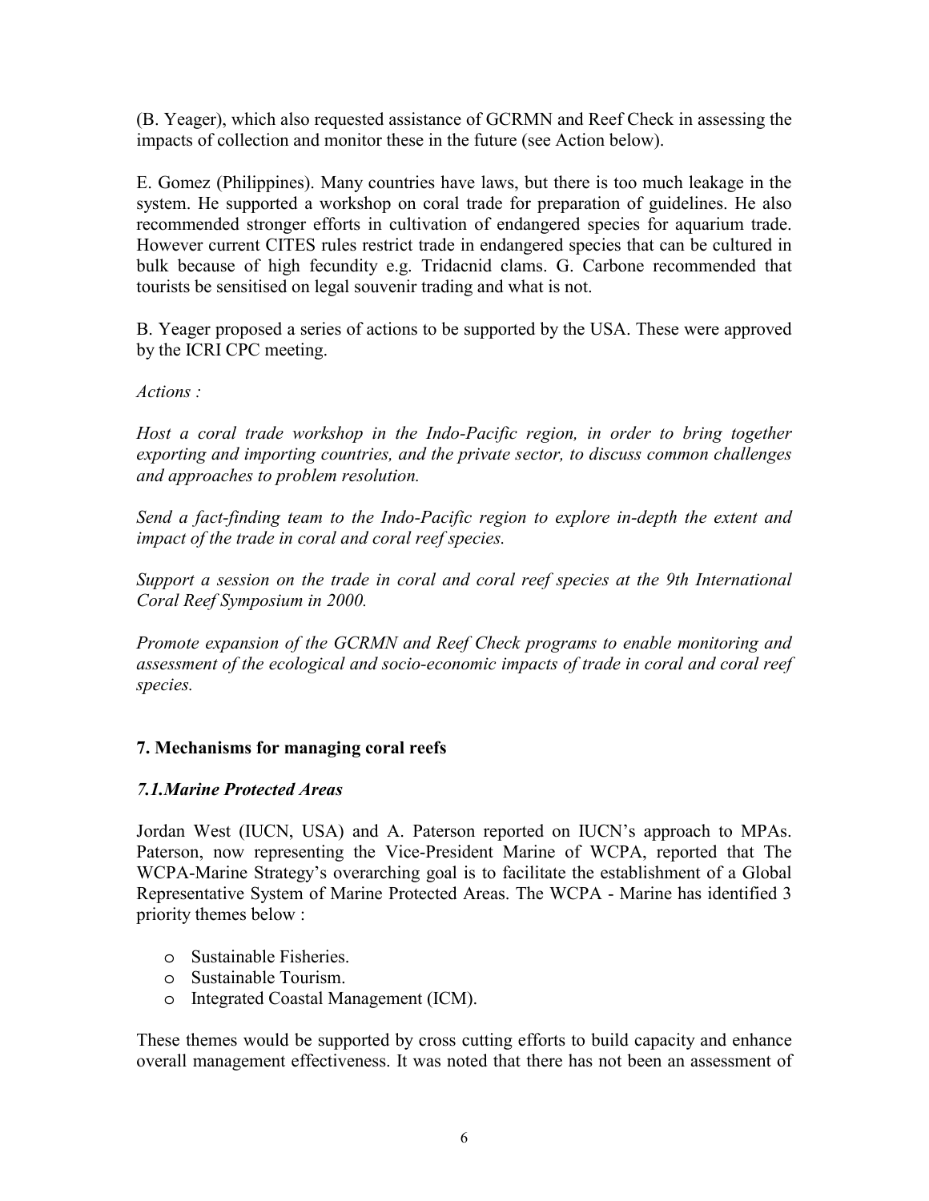(B. Yeager), which also requested assistance of GCRMN and Reef Check in assessing the impacts of collection and monitor these in the future (see Action below).

E. Gomez (Philippines). Many countries have laws, but there is too much leakage in the system. He supported a workshop on coral trade for preparation of guidelines. He also recommended stronger efforts in cultivation of endangered species for aquarium trade. However current CITES rules restrict trade in endangered species that can be cultured in bulk because of high fecundity e.g. Tridacnid clams. G. Carbone recommended that tourists be sensitised on legal souvenir trading and what is not.

B. Yeager proposed a series of actions to be supported by the USA. These were approved by the ICRI CPC meeting.

*Actions :*

*Host a coral trade workshop in the Indo-Pacific region, in order to bring together exporting and importing countries, and the private sector, to discuss common challenges and approaches to problem resolution.*

*Send a fact-finding team to the Indo-Pacific region to explore in-depth the extent and impact of the trade in coral and coral reef species.*

*Support a session on the trade in coral and coral reef species at the 9th International Coral Reef Symposium in 2000.*

*Promote expansion of the GCRMN and Reef Check programs to enable monitoring and assessment of the ecological and socio-economic impacts of trade in coral and coral reef species.*

## 7. Mechanisms for managing coral reefs

### *7.1.Marine Protected Areas*

Jordan West (IUCN, USA) and A. Paterson reported on IUCN's approach to MPAs. Paterson, now representing the Vice-President Marine of WCPA, reported that The WCPA-Marine Strategy's overarching goal is to facilitate the establishment of a Global Representative System of Marine Protected Areas. The WCPA - Marine has identified 3 priority themes below :

- Sustainable Fisheries.
- Sustainable Tourism.
- Integrated Coastal Management (ICM).

These themes would be supported by cross cutting efforts to build capacity and enhance overall management effectiveness. It was noted that there has not been an assessment of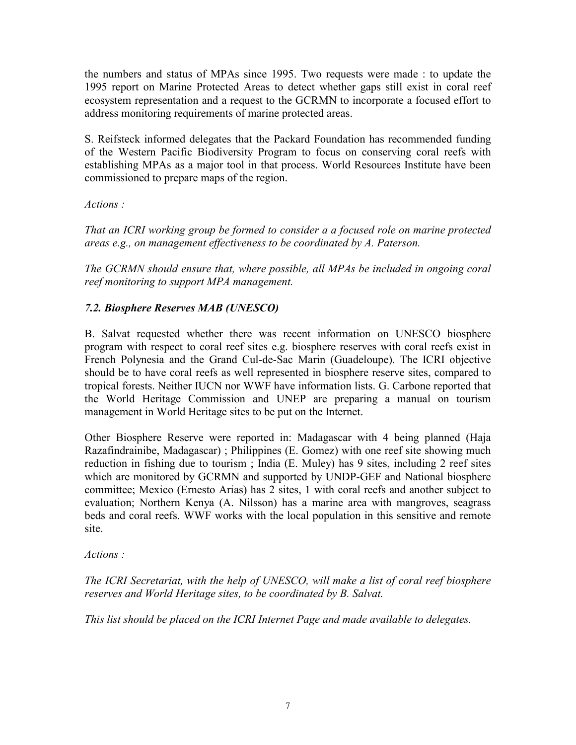the numbers and status of MPAs since 1995. Two requests were made : to update the 1995 report on Marine Protected Areas to detect whether gaps still exist in coral reef ecosystem representation and a request to the GCRMN to incorporate a focused effort to address monitoring requirements of marine protected areas.

S. Reifsteck informed delegates that the Packard Foundation has recommended funding of the Western Pacific Biodiversity Program to focus on conserving coral reefs with establishing MPAs as a major tool in that process. World Resources Institute have been commissioned to prepare maps of the region.

*Actions :*

*That an ICRI working group be formed to consider a a focused role on marine protected areas e.g., on management effectiveness to be coordinated by A. Paterson.*

*The GCRMN should ensure that, where possible, all MPAs be included in ongoing coral reef monitoring to support MPA management.*

### *7.2. Biosphere Reserves MAB (UNESCO)*

B. Salvat requested whether there was recent information on UNESCO biosphere program with respect to coral reef sites e.g. biosphere reserves with coral reefs exist in French Polynesia and the Grand Cul-de-Sac Marin (Guadeloupe). The ICRI objective should be to have coral reefs as well represented in biosphere reserve sites, compared to tropical forests. Neither IUCN nor WWF have information lists. G. Carbone reported that the World Heritage Commission and UNEP are preparing a manual on tourism management in World Heritage sites to be put on the Internet.

Other Biosphere Reserve were reported in: Madagascar with 4 being planned (Haja Razafindrainibe, Madagascar) ; Philippines (E. Gomez) with one reef site showing much reduction in fishing due to tourism ; India (E. Muley) has 9 sites, including 2 reef sites which are monitored by GCRMN and supported by UNDP-GEF and National biosphere committee; Mexico (Ernesto Arias) has 2 sites, 1 with coral reefs and another subject to evaluation; Northern Kenya (A. Nilsson) has a marine area with mangroves, seagrass beds and coral reefs. WWF works with the local population in this sensitive and remote site.

*Actions :*

*The ICRI Secretariat, with the help of UNESCO, will make a list of coral reef biosphere reserves and World Heritage sites, to be coordinated by B. Salvat.*

*This list should be placed on the ICRI Internet Page and made available to delegates.*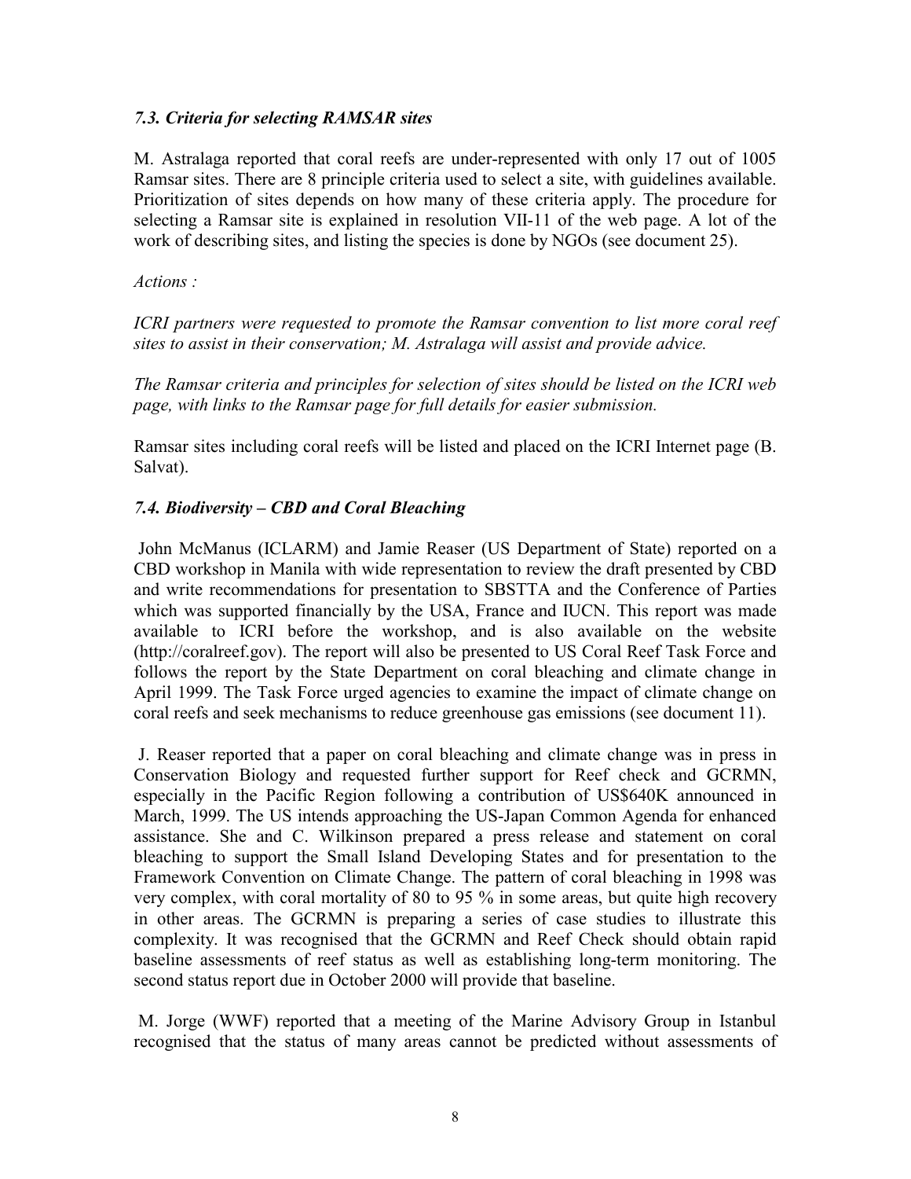### *7.3. Criteria for selecting RAMSAR sites*

M. Astralaga reported that coral reefs are under-represented with only 17 out of 1005 Ramsar sites. There are 8 principle criteria used to select a site, with guidelines available. Prioritization of sites depends on how many of these criteria apply. The procedure for selecting a Ramsar site is explained in resolution VII-11 of the web page. A lot of the work of describing sites, and listing the species is done by NGOs (see document 25).

*Actions :*

*ICRI partners were requested to promote the Ramsar convention to list more coral reef sites to assist in their conservation; M. Astralaga will assist and provide advice.*

*The Ramsar criteria and principles for selection of sites should be listed on the ICRI web page, with links to the Ramsar page for full details for easier submission.*

Ramsar sites including coral reefs will be listed and placed on the ICRI Internet page (B. Salvat).

### *7.4. Biodiversity – CBD and Coral Bleaching*

John McManus (ICLARM) and Jamie Reaser (US Department of State) reported on a CBD workshop in Manila with wide representation to review the draft presented by CBD and write recommendations for presentation to SBSTTA and the Conference of Parties which was supported financially by the USA, France and IUCN. This report was made available to ICRI before the workshop, and is also available on the website (http://coralreef.gov). The report will also be presented to US Coral Reef Task Force and follows the report by the State Department on coral bleaching and climate change in April 1999. The Task Force urged agencies to examine the impact of climate change on coral reefs and seek mechanisms to reduce greenhouse gas emissions (see document 11).

J. Reaser reported that a paper on coral bleaching and climate change was in press in Conservation Biology and requested further support for Reef check and GCRMN, especially in the Pacific Region following a contribution of US$640K announced in March, 1999. The US intends approaching the US-Japan Common Agenda for enhanced assistance. She and C. Wilkinson prepared a press release and statement on coral bleaching to support the Small Island Developing States and for presentation to the Framework Convention on Climate Change. The pattern of coral bleaching in 1998 was very complex, with coral mortality of 80 to 95 % in some areas, but quite high recovery in other areas. The GCRMN is preparing a series of case studies to illustrate this complexity. It was recognised that the GCRMN and Reef Check should obtain rapid baseline assessments of reef status as well as establishing long-term monitoring. The second status report due in October 2000 will provide that baseline.

M. Jorge (WWF) reported that a meeting of the Marine Advisory Group in Istanbul recognised that the status of many areas cannot be predicted without assessments of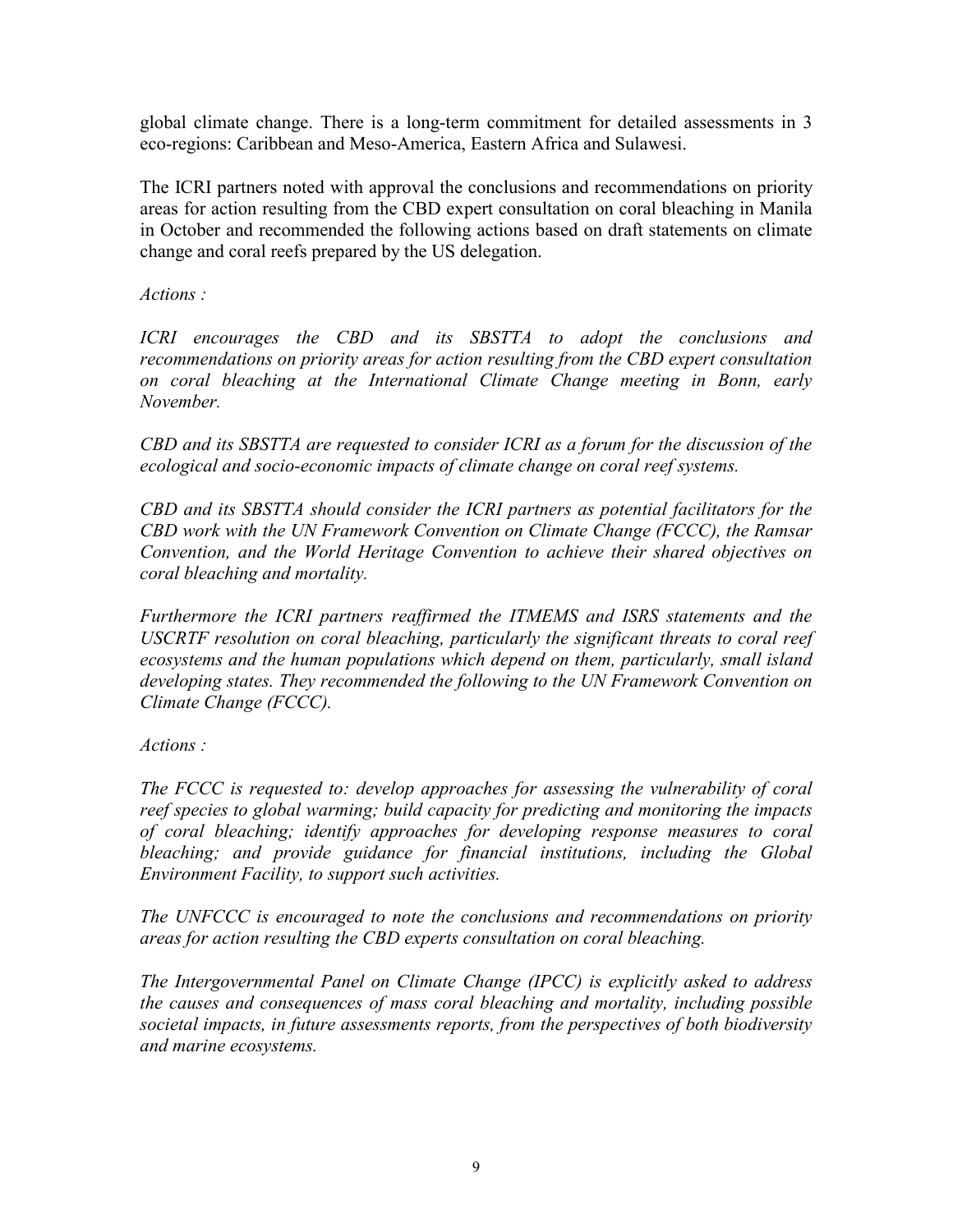global climate change. There is a long-term commitment for detailed assessments in 3 eco-regions: Caribbean and Meso-America, Eastern Africa and Sulawesi.

The ICRI partners noted with approval the conclusions and recommendations on priority areas for action resulting from the CBD expert consultation on coral bleaching in Manila in October and recommended the following actions based on draft statements on climate change and coral reefs prepared by the US delegation.

*Actions :*

*ICRI encourages the CBD and its SBSTTA to adopt the conclusions and recommendations on priority areas for action resulting from the CBD expert consultation on coral bleaching at the International Climate Change meeting in Bonn, early November.*

*CBD and its SBSTTA are requested to consider ICRI as a forum for the discussion of the ecological and socio-economic impacts of climate change on coral reef systems.*

*CBD and its SBSTTA should consider the ICRI partners as potential facilitators for the CBD work with the UN Framework Convention on Climate Change (FCCC), the Ramsar Convention, and the World Heritage Convention to achieve their shared objectives on coral bleaching and mortality.*

*Furthermore the ICRI partners reaffirmed the ITMEMS and ISRS statements and the USCRTF resolution on coral bleaching, particularly the significant threats to coral reef ecosystems and the human populations which depend on them, particularly, small island developing states. They recommended the following to the UN Framework Convention on Climate Change (FCCC).*

*Actions :*

*The FCCC is requested to: develop approaches for assessing the vulnerability of coral reef species to global warming; build capacity for predicting and monitoring the impacts of coral bleaching; identify approaches for developing response measures to coral bleaching; and provide guidance for financial institutions, including the Global Environment Facility, to support such activities.*

*The UNFCCC is encouraged to note the conclusions and recommendations on priority areas for action resulting the CBD experts consultation on coral bleaching.*

*The Intergovernmental Panel on Climate Change (IPCC) is explicitly asked to address the causes and consequences of mass coral bleaching and mortality, including possible societal impacts, in future assessments reports, from the perspectives of both biodiversity and marine ecosystems.*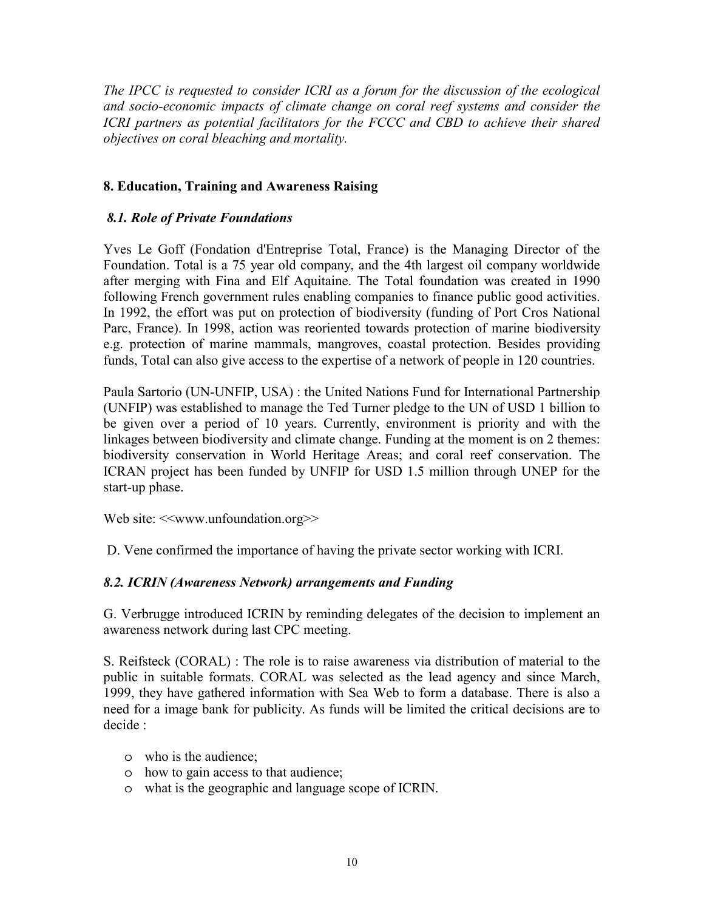*The IPCC is requested to consider ICRI as a forum for the discussion of the ecological and socio-economic impacts of climate change on coral reef systems and consider the ICRI partners as potential facilitators for the FCCC and CBD to achieve their shared objectives on coral bleaching and mortality.*

## 8. Education, Training and Awareness Raising

### *8.1. Role of Private Foundations*

Yves Le Goff (Fondation d'Entreprise Total, France) is the Managing Director of the Foundation. Total is a 75 year old company, and the 4th largest oil company worldwide after merging with Fina and Elf Aquitaine. The Total foundation was created in 1990 following French government rules enabling companies to finance public good activities. In 1992, the effort was put on protection of biodiversity (funding of Port Cros National Parc, France). In 1998, action was reoriented towards protection of marine biodiversity e.g. protection of marine mammals, mangroves, coastal protection. Besides providing funds, Total can also give access to the expertise of a network of people in 120 countries.

Paula Sartorio (UN-UNFIP, USA) : the United Nations Fund for International Partnership (UNFIP) was established to manage the Ted Turner pledge to the UN of USD 1 billion to be given over a period of 10 years. Currently, environment is priority and with the linkages between biodiversity and climate change. Funding at the moment is on 2 themes: biodiversity conservation in World Heritage Areas; and coral reef conservation. The ICRAN project has been funded by UNFIP for USD 1.5 million through UNEP for the start-up phase.

Web site: <<www.unfoundation.org>>

D. Vene confirmed the importance of having the private sector working with ICRI.

### *8.2. ICRIN (Awareness Network) arrangements and Funding*

G. Verbrugge introduced ICRIN by reminding delegates of the decision to implement an awareness network during last CPC meeting.

S. Reifsteck (CORAL) : The role is to raise awareness via distribution of material to the public in suitable formats. CORAL was selected as the lead agency and since March, 1999, they have gathered information with Sea Web to form a database. There is also a need for a image bank for publicity. As funds will be limited the critical decisions are to decide :

- who is the audience;
- how to gain access to that audience;
- what is the geographic and language scope of ICRIN.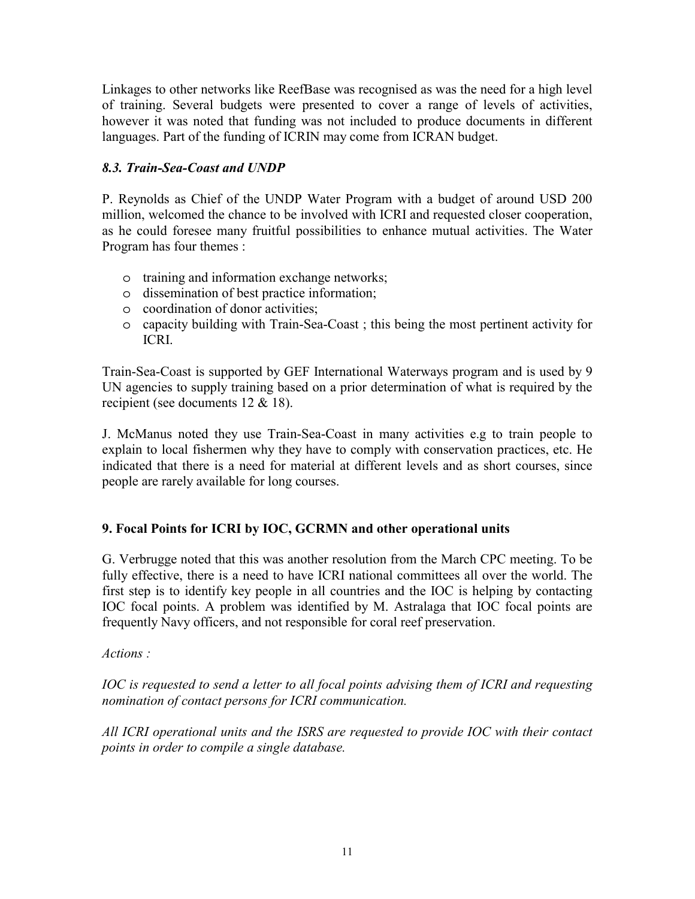Linkages to other networks like ReefBase was recognised as was the need for a high level of training. Several budgets were presented to cover a range of levels of activities, however it was noted that funding was not included to produce documents in different languages. Part of the funding of ICRIN may come from ICRAN budget.

### *8.3. Train-Sea-Coast and UNDP*

P. Reynolds as Chief of the UNDP Water Program with a budget of around USD 200 million, welcomed the chance to be involved with ICRI and requested closer cooperation, as he could foresee many fruitful possibilities to enhance mutual activities. The Water Program has four themes :

- training and information exchange networks;
- dissemination of best practice information;
- coordination of donor activities;
- capacity building with Train-Sea-Coast ; this being the most pertinent activity for ICRI.

Train-Sea-Coast is supported by GEF International Waterways program and is used by 9 UN agencies to supply training based on a prior determination of what is required by the recipient (see documents 12 & 18).

J. McManus noted they use Train-Sea-Coast in many activities e.g to train people to explain to local fishermen why they have to comply with conservation practices, etc. He indicated that there is a need for material at different levels and as short courses, since people are rarely available for long courses.

## 9. Focal Points for ICRI by IOC, GCRMN and other operational units

G. Verbrugge noted that this was another resolution from the March CPC meeting. To be fully effective, there is a need to have ICRI national committees all over the world. The first step is to identify key people in all countries and the IOC is helping by contacting IOC focal points. A problem was identified by M. Astralaga that IOC focal points are frequently Navy officers, and not responsible for coral reef preservation.

*Actions :*

*IOC is requested to send a letter to all focal points advising them of ICRI and requesting nomination of contact persons for ICRI communication.*

*All ICRI operational units and the ISRS are requested to provide IOC with their contact points in order to compile a single database.*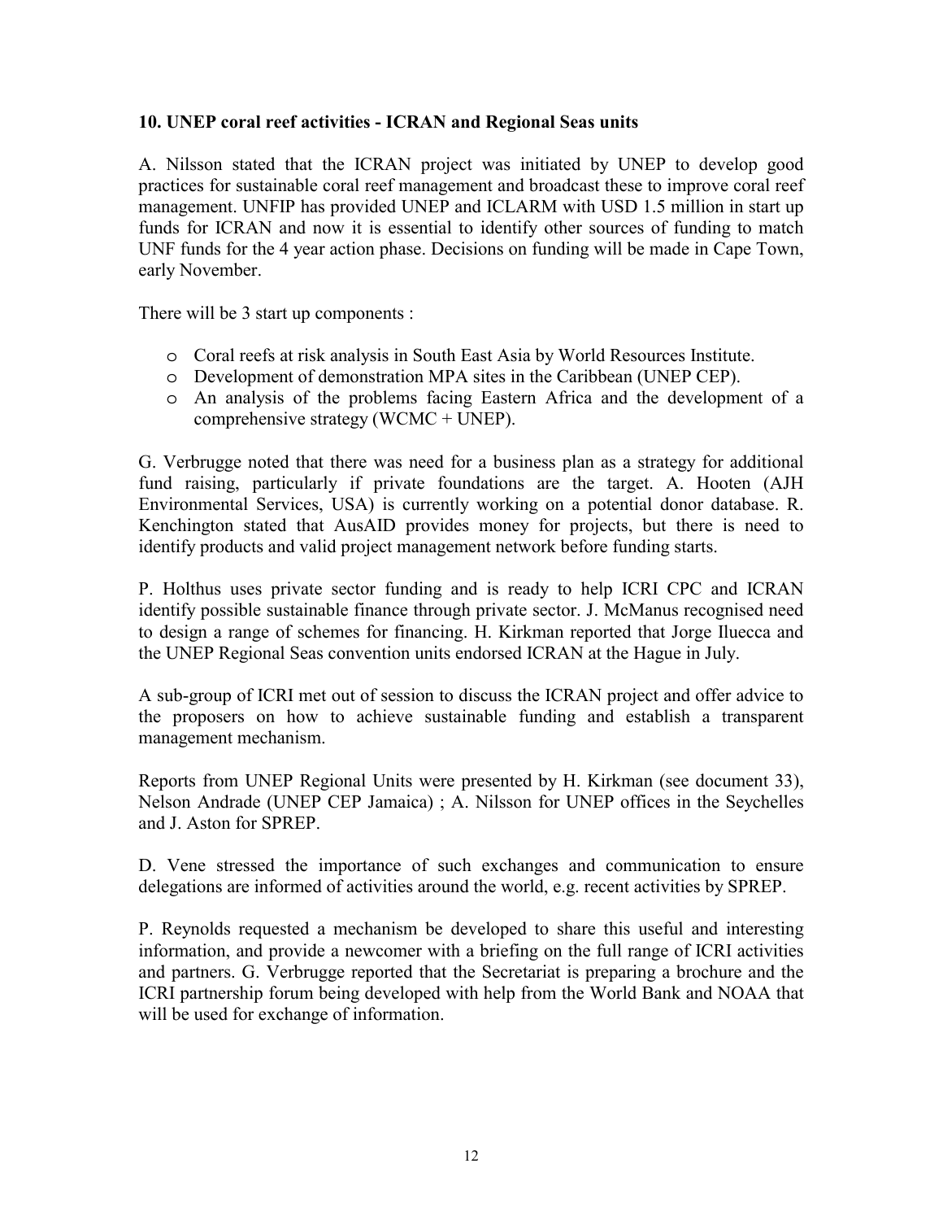### 10. UNEP coral reef activities - ICRAN and Regional Seas units

A. Nilsson stated that the ICRAN project was initiated by UNEP to develop good practices for sustainable coral reef management and broadcast these to improve coral reef management. UNFIP has provided UNEP and ICLARM with USD 1.5 million in start up funds for ICRAN and now it is essential to identify other sources of funding to match UNF funds for the 4 year action phase. Decisions on funding will be made in Cape Town, early November.

There will be 3 start up components :

- Coral reefs at risk analysis in South East Asia by World Resources Institute.
- Development of demonstration MPA sites in the Caribbean (UNEP CEP).
- An analysis of the problems facing Eastern Africa and the development of a comprehensive strategy (WCMC + UNEP).

G. Verbrugge noted that there was need for a business plan as a strategy for additional fund raising, particularly if private foundations are the target. A. Hooten (AJH Environmental Services, USA) is currently working on a potential donor database. R. Kenchington stated that AusAID provides money for projects, but there is need to identify products and valid project management network before funding starts.

P. Holthus uses private sector funding and is ready to help ICRI CPC and ICRAN identify possible sustainable finance through private sector. J. McManus recognised need to design a range of schemes for financing. H. Kirkman reported that Jorge Iluecca and the UNEP Regional Seas convention units endorsed ICRAN at the Hague in July.

A sub-group of ICRI met out of session to discuss the ICRAN project and offer advice to the proposers on how to achieve sustainable funding and establish a transparent management mechanism.

Reports from UNEP Regional Units were presented by H. Kirkman (see document 33), Nelson Andrade (UNEP CEP Jamaica) ; A. Nilsson for UNEP offices in the Seychelles and J. Aston for SPREP.

D. Vene stressed the importance of such exchanges and communication to ensure delegations are informed of activities around the world, e.g. recent activities by SPREP.

P. Reynolds requested a mechanism be developed to share this useful and interesting information, and provide a newcomer with a briefing on the full range of ICRI activities and partners. G. Verbrugge reported that the Secretariat is preparing a brochure and the ICRI partnership forum being developed with help from the World Bank and NOAA that will be used for exchange of information.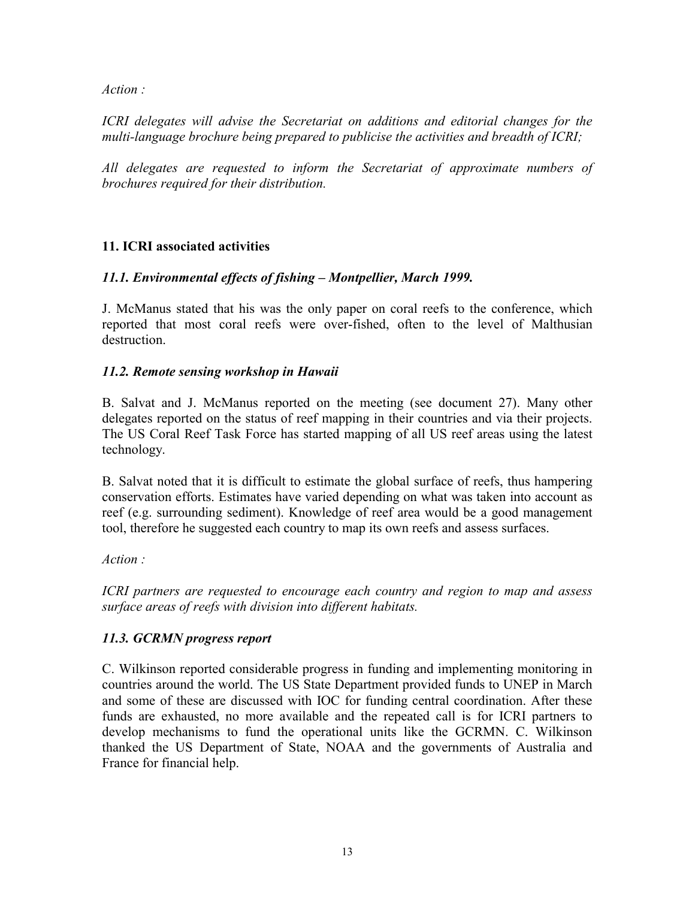*Action :*

*ICRI delegates will advise the Secretariat on additions and editorial changes for the multi-language brochure being prepared to publicise the activities and breadth of ICRI;*

*All delegates are requested to inform the Secretariat of approximate numbers of brochures required for their distribution.*

## 11. ICRI associated activities

### *11.1. Environmental effects of fishing – Montpellier, March 1999.*

J. McManus stated that his was the only paper on coral reefs to the conference, which reported that most coral reefs were over-fished, often to the level of Malthusian destruction.

### *11.2. Remote sensing workshop in Hawaii*

B. Salvat and J. McManus reported on the meeting (see document 27). Many other delegates reported on the status of reef mapping in their countries and via their projects. The US Coral Reef Task Force has started mapping of all US reef areas using the latest technology.

B. Salvat noted that it is difficult to estimate the global surface of reefs, thus hampering conservation efforts. Estimates have varied depending on what was taken into account as reef (e.g. surrounding sediment). Knowledge of reef area would be a good management tool, therefore he suggested each country to map its own reefs and assess surfaces.

*Action :*

*ICRI partners are requested to encourage each country and region to map and assess surface areas of reefs with division into different habitats.*

### *11.3. GCRMN progress report*

C. Wilkinson reported considerable progress in funding and implementing monitoring in countries around the world. The US State Department provided funds to UNEP in March and some of these are discussed with IOC for funding central coordination. After these funds are exhausted, no more available and the repeated call is for ICRI partners to develop mechanisms to fund the operational units like the GCRMN. C. Wilkinson thanked the US Department of State, NOAA and the governments of Australia and France for financial help.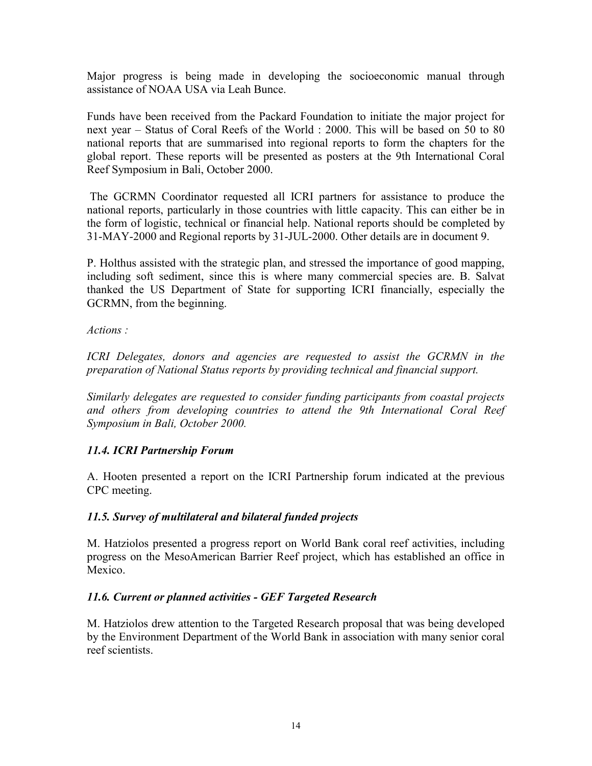Major progress is being made in developing the socioeconomic manual through assistance of NOAA USA via Leah Bunce.

Funds have been received from the Packard Foundation to initiate the major project for next year – Status of Coral Reefs of the World : 2000. This will be based on 50 to 80 national reports that are summarised into regional reports to form the chapters for the global report. These reports will be presented as posters at the 9th International Coral Reef Symposium in Bali, October 2000.

The GCRMN Coordinator requested all ICRI partners for assistance to produce the national reports, particularly in those countries with little capacity. This can either be in the form of logistic, technical or financial help. National reports should be completed by 31-MAY-2000 and Regional reports by 31-JUL-2000. Other details are in document 9.

P. Holthus assisted with the strategic plan, and stressed the importance of good mapping, including soft sediment, since this is where many commercial species are. B. Salvat thanked the US Department of State for supporting ICRI financially, especially the GCRMN, from the beginning.

*Actions :*

*ICRI Delegates, donors and agencies are requested to assist the GCRMN in the preparation of National Status reports by providing technical and financial support.*

*Similarly delegates are requested to consider funding participants from coastal projects and others from developing countries to attend the 9th International Coral Reef Symposium in Bali, October 2000.*

### *11.4. ICRI Partnership Forum*

A. Hooten presented a report on the ICRI Partnership forum indicated at the previous CPC meeting.

### *11.5. Survey of multilateral and bilateral funded projects*

M. Hatziolos presented a progress report on World Bank coral reef activities, including progress on the MesoAmerican Barrier Reef project, which has established an office in Mexico.

### *11.6. Current or planned activities - GEF Targeted Research*

M. Hatziolos drew attention to the Targeted Research proposal that was being developed by the Environment Department of the World Bank in association with many senior coral reef scientists.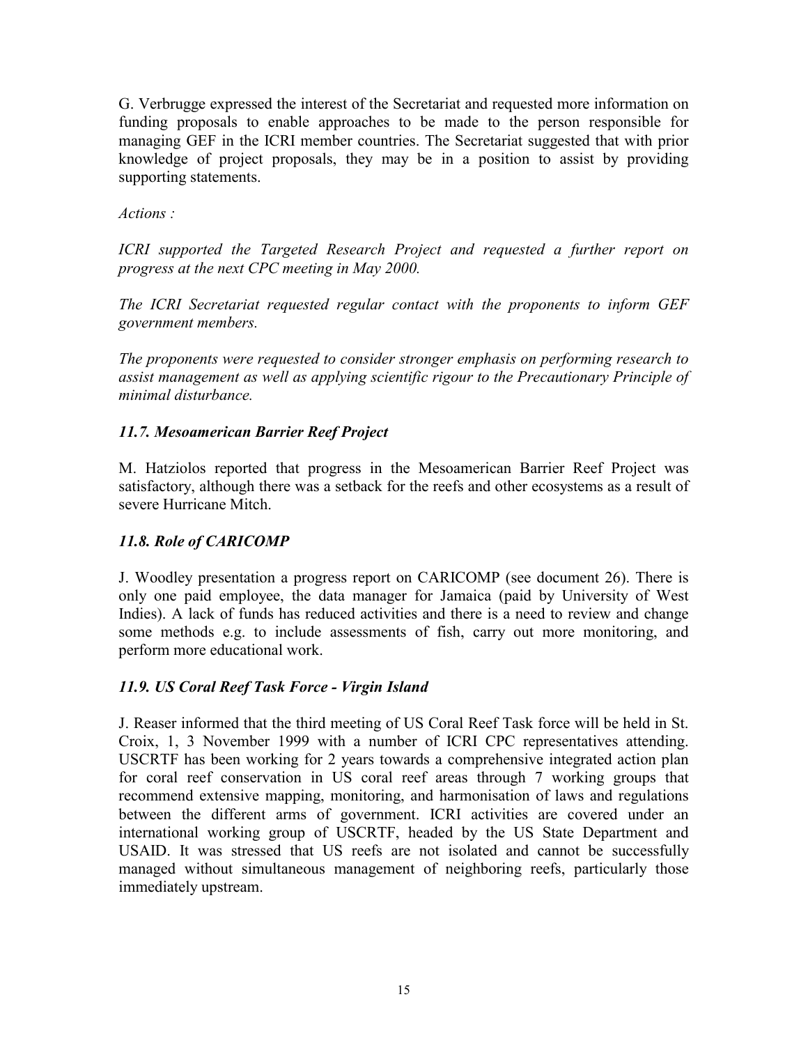G. Verbrugge expressed the interest of the Secretariat and requested more information on funding proposals to enable approaches to be made to the person responsible for managing GEF in the ICRI member countries. The Secretariat suggested that with prior knowledge of project proposals, they may be in a position to assist by providing supporting statements.

*Actions :*

*ICRI supported the Targeted Research Project and requested a further report on progress at the next CPC meeting in May 2000.*

*The ICRI Secretariat requested regular contact with the proponents to inform GEF government members.*

*The proponents were requested to consider stronger emphasis on performing research to assist management as well as applying scientific rigour to the Precautionary Principle of minimal disturbance.*

### *11.7. Mesoamerican Barrier Reef Project*

M. Hatziolos reported that progress in the Mesoamerican Barrier Reef Project was satisfactory, although there was a setback for the reefs and other ecosystems as a result of severe Hurricane Mitch.

### *11.8. Role of CARICOMP*

J. Woodley presentation a progress report on CARICOMP (see document 26). There is only one paid employee, the data manager for Jamaica (paid by University of West Indies). A lack of funds has reduced activities and there is a need to review and change some methods e.g. to include assessments of fish, carry out more monitoring, and perform more educational work.

### *11.9. US Coral Reef Task Force - Virgin Island*

J. Reaser informed that the third meeting of US Coral Reef Task force will be held in St. Croix, 1, 3 November 1999 with a number of ICRI CPC representatives attending. USCRTF has been working for 2 years towards a comprehensive integrated action plan for coral reef conservation in US coral reef areas through 7 working groups that recommend extensive mapping, monitoring, and harmonisation of laws and regulations between the different arms of government. ICRI activities are covered under an international working group of USCRTF, headed by the US State Department and USAID. It was stressed that US reefs are not isolated and cannot be successfully managed without simultaneous management of neighboring reefs, particularly those immediately upstream.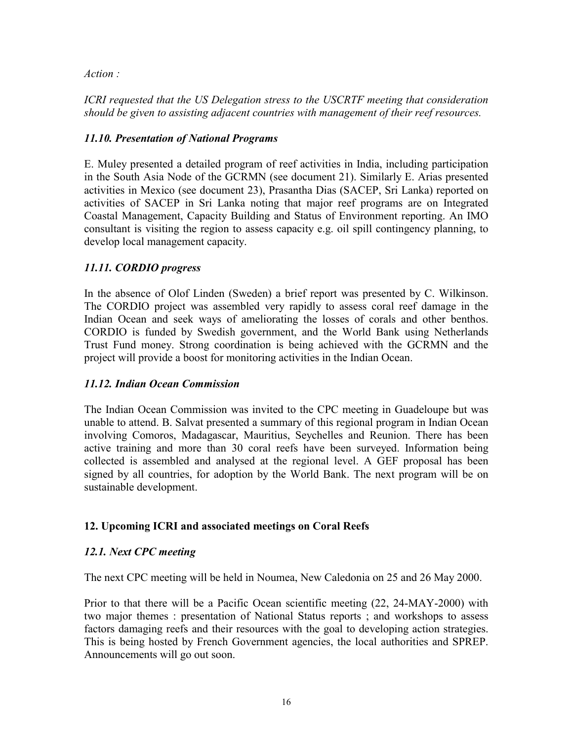*Action :*

*ICRI requested that the US Delegation stress to the USCRTF meeting that consideration should be given to assisting adjacent countries with management of their reef resources.*

### *11.10. Presentation of National Programs*

E. Muley presented a detailed program of reef activities in India, including participation in the South Asia Node of the GCRMN (see document 21). Similarly E. Arias presented activities in Mexico (see document 23), Prasantha Dias (SACEP, Sri Lanka) reported on activities of SACEP in Sri Lanka noting that major reef programs are on Integrated Coastal Management, Capacity Building and Status of Environment reporting. An IMO consultant is visiting the region to assess capacity e.g. oil spill contingency planning, to develop local management capacity.

### *11.11. CORDIO progress*

In the absence of Olof Linden (Sweden) a brief report was presented by C. Wilkinson. The CORDIO project was assembled very rapidly to assess coral reef damage in the Indian Ocean and seek ways of ameliorating the losses of corals and other benthos. CORDIO is funded by Swedish government, and the World Bank using Netherlands Trust Fund money. Strong coordination is being achieved with the GCRMN and the project will provide a boost for monitoring activities in the Indian Ocean.

### *11.12. Indian Ocean Commission*

The Indian Ocean Commission was invited to the CPC meeting in Guadeloupe but was unable to attend. B. Salvat presented a summary of this regional program in Indian Ocean involving Comoros, Madagascar, Mauritius, Seychelles and Reunion. There has been active training and more than 30 coral reefs have been surveyed. Information being collected is assembled and analysed at the regional level. A GEF proposal has been signed by all countries, for adoption by the World Bank. The next program will be on sustainable development.

## 12. Upcoming ICRI and associated meetings on Coral Reefs

### *12.1. Next CPC meeting*

The next CPC meeting will be held in Noumea, New Caledonia on 25 and 26 May 2000.

Prior to that there will be a Pacific Ocean scientific meeting (22, 24-MAY-2000) with two major themes : presentation of National Status reports ; and workshops to assess factors damaging reefs and their resources with the goal to developing action strategies. This is being hosted by French Government agencies, the local authorities and SPREP. Announcements will go out soon.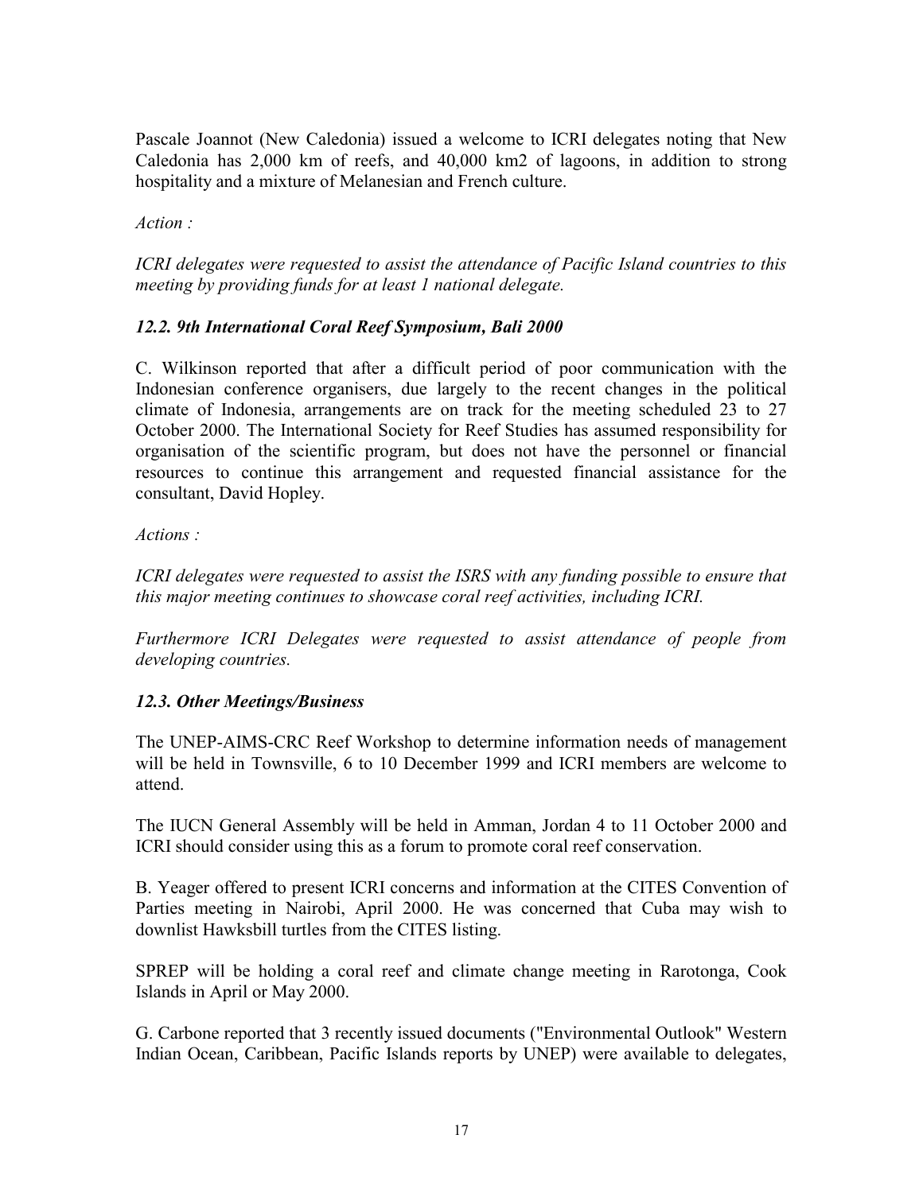Pascale Joannot (New Caledonia) issued a welcome to ICRI delegates noting that New Caledonia has 2,000 km of reefs, and 40,000 km2 of lagoons, in addition to strong hospitality and a mixture of Melanesian and French culture.

*Action :*

*ICRI delegates were requested to assist the attendance of Pacific Island countries to this meeting by providing funds for at least 1 national delegate.*

### *12.2. 9th International Coral Reef Symposium, Bali 2000*

C. Wilkinson reported that after a difficult period of poor communication with the Indonesian conference organisers, due largely to the recent changes in the political climate of Indonesia, arrangements are on track for the meeting scheduled 23 to 27 October 2000. The International Society for Reef Studies has assumed responsibility for organisation of the scientific program, but does not have the personnel or financial resources to continue this arrangement and requested financial assistance for the consultant, David Hopley.

*Actions :*

*ICRI delegates were requested to assist the ISRS with any funding possible to ensure that this major meeting continues to showcase coral reef activities, including ICRI.*

*Furthermore ICRI Delegates were requested to assist attendance of people from developing countries.*

### *12.3. Other Meetings/Business*

The UNEP-AIMS-CRC Reef Workshop to determine information needs of management will be held in Townsville, 6 to 10 December 1999 and ICRI members are welcome to attend.

The IUCN General Assembly will be held in Amman, Jordan 4 to 11 October 2000 and ICRI should consider using this as a forum to promote coral reef conservation.

B. Yeager offered to present ICRI concerns and information at the CITES Convention of Parties meeting in Nairobi, April 2000. He was concerned that Cuba may wish to downlist Hawksbill turtles from the CITES listing.

SPREP will be holding a coral reef and climate change meeting in Rarotonga, Cook Islands in April or May 2000.

G. Carbone reported that 3 recently issued documents ("Environmental Outlook" Western Indian Ocean, Caribbean, Pacific Islands reports by UNEP) were available to delegates,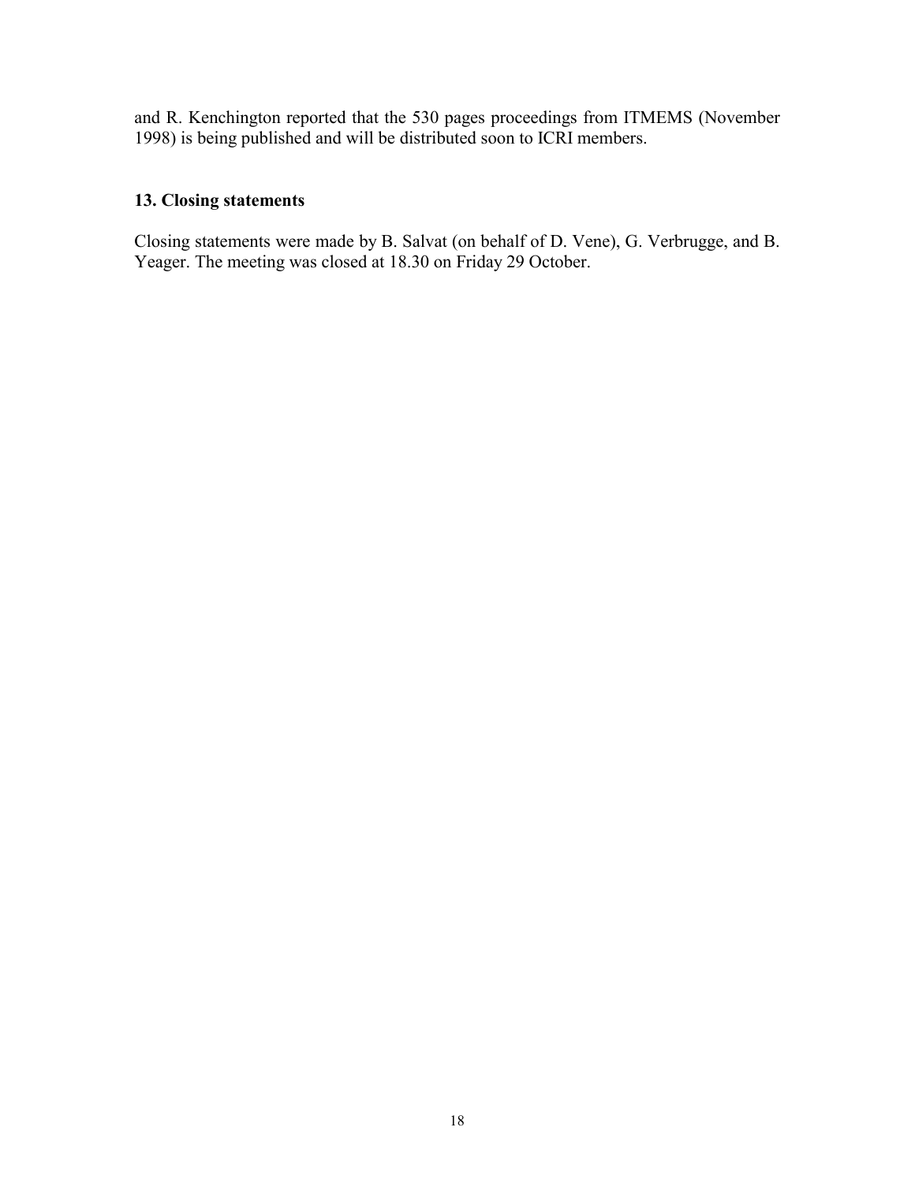and R. Kenchington reported that the 530 pages proceedings from ITMEMS (November 1998) is being published and will be distributed soon to ICRI members.

## 13. Closing statements

Closing statements were made by B. Salvat (on behalf of D. Vene), G. Verbrugge, and B. Yeager. The meeting was closed at 18.30 on Friday 29 October.